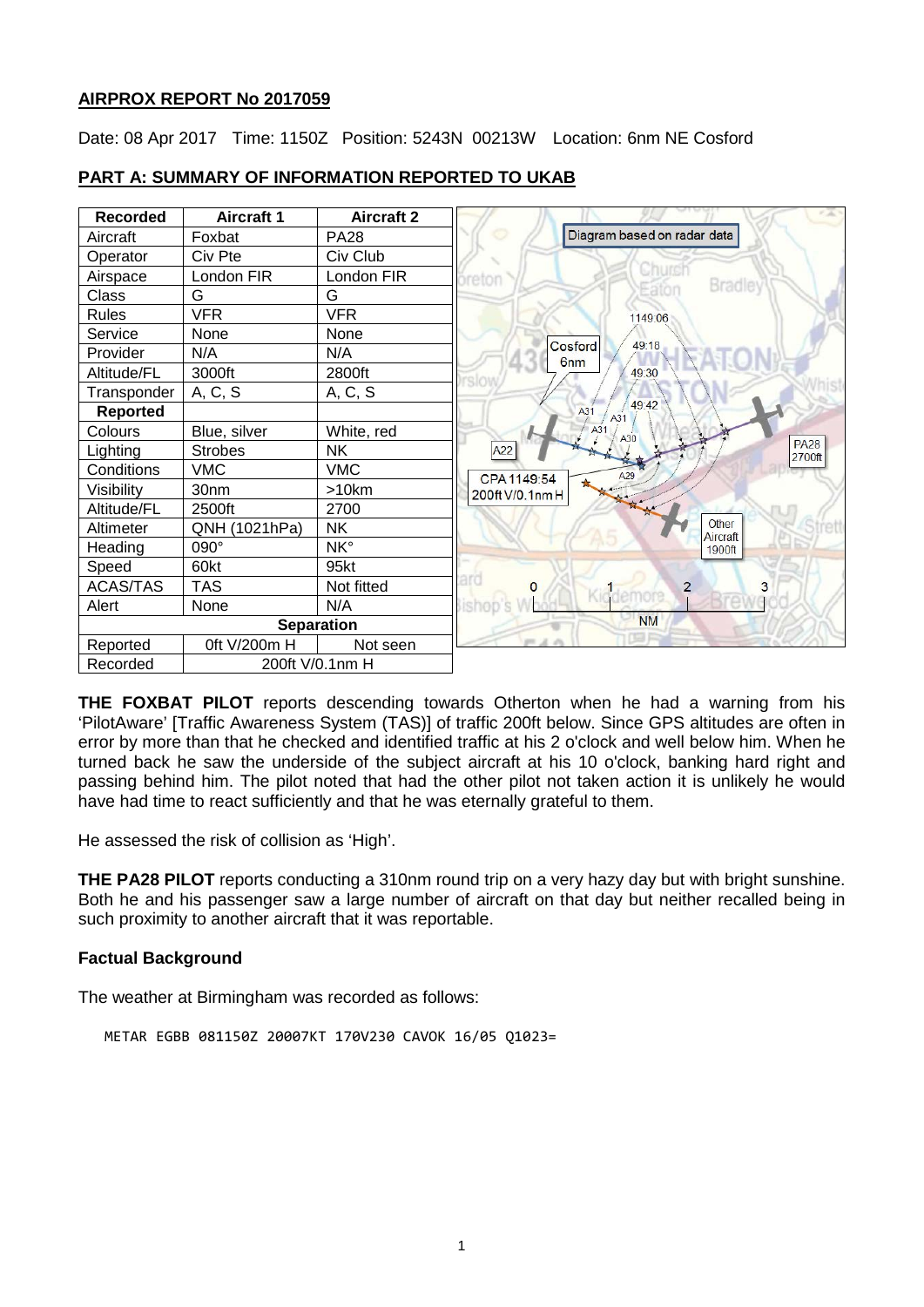**AIRPROX REPORT No 2017059**

Date: 08 Apr 2017 Time: 1150Z Position: 5243N 00213W Location: 6nm NE Cosford

## PART A: SUMMARY OF INFORMATION REPORTED TO UKAB

| Recorded | Aircraft 1 | Aircraft 2 |
|---|---|---|
| Aircraft | Foxbat | PA28 |
| Operator | Civ Pte | Civ Club |
| Airspace | London FIR | London FIR |
| Class | G | G |
| Rules | VFR | VFR |
| Service | None | None |
| Provider | N/A | N/A |
| Altitude/FL | 3000ft | 2800ft |
| Transponder | A, C, S | A, C, S |
| **Reported** | | |
| Colours | Blue, silver | White, red |
| Lighting | Strobes | NK |
| Conditions | VMC | VMC |
| Visibility | 30nm | >10km |
| Altitude/FL | 2500ft | 2700 |
| Altimeter | QNH (1021hPa) | NK |
| Heading | 090° | NK° |
| Speed | 60kt | 95kt |
| ACAS/TAS | TAS | Not fitted |
| Alert | None | N/A |
| **Separation** | | |
| Reported | 0ft V/200m H | Not seen |
| Recorded | 200ft V/0.1nm H | |

Diagram based on radar data

**THE FOXBAT PILOT** reports descending towards Otherton when he had a warning from his 'PilotAware' [Traffic Awareness System (TAS)] of traffic 200ft below. Since GPS altitudes are often in error by more than that he checked and identified traffic at his 2 o'clock and well below him. When he turned back he saw the underside of the subject aircraft at his 10 o'clock, banking hard right and passing behind him. The pilot noted that had the other pilot not taken action it is unlikely he would have had time to react sufficiently and that he was eternally grateful to them.

He assessed the risk of collision as 'High'.

**THE PA28 PILOT** reports conducting a 310nm round trip on a very hazy day but with bright sunshine. Both he and his passenger saw a large number of aircraft on that day but neither recalled being in such proximity to another aircraft that it was reportable.

### Factual Background

The weather at Birmingham was recorded as follows:

```
METAR EGBB 081150Z 20007KT 170V230 CAVOK 16/05 Q1023=
```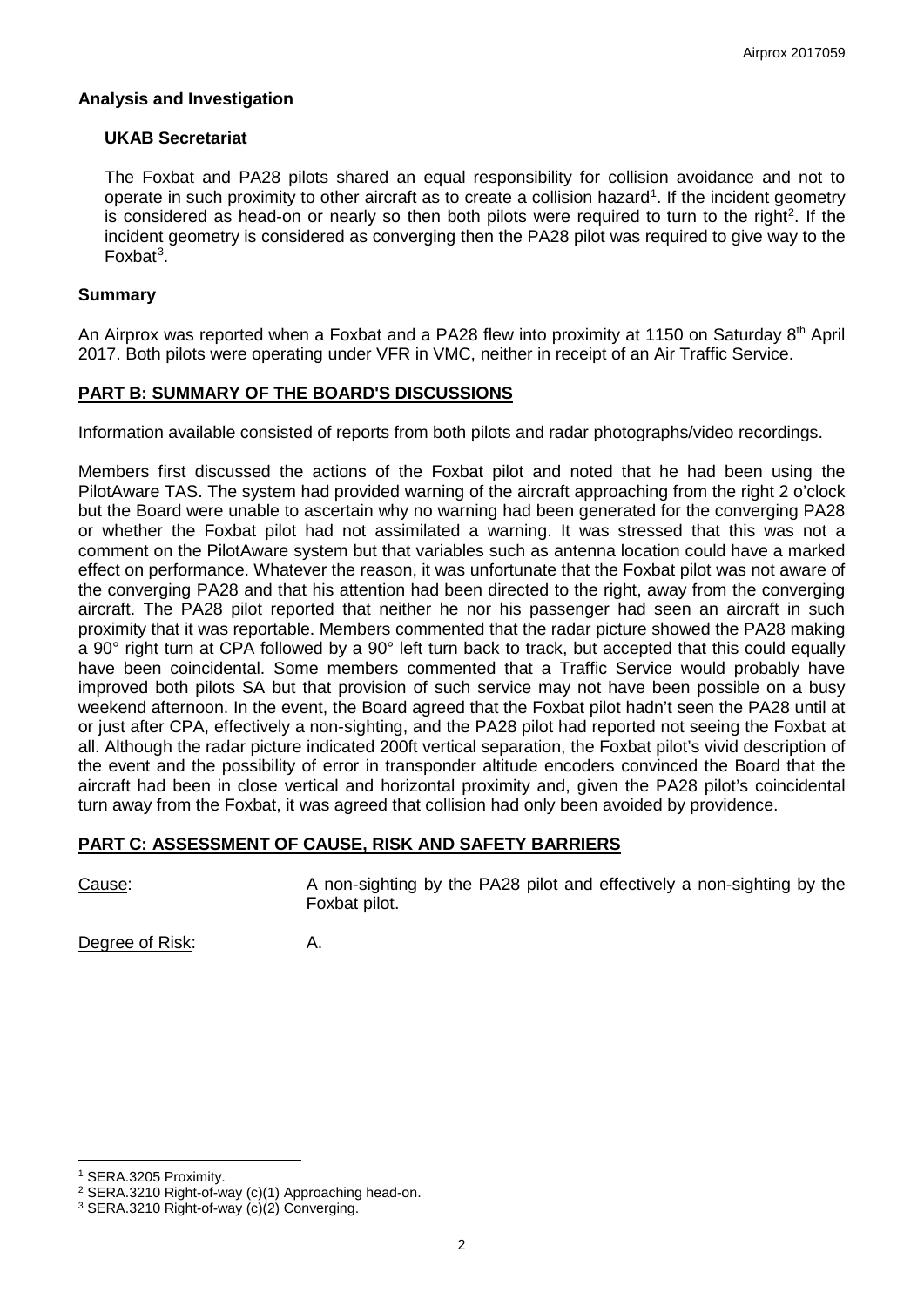### Analysis and Investigation

#### UKAB Secretariat

The Foxbat and PA28 pilots shared an equal responsibility for collision avoidance and not to operate in such proximity to other aircraft as to create a collision hazard[1]. If the incident geometry is considered as head-on or nearly so then both pilots were required to turn to the right[2]. If the incident geometry is considered as converging then the PA28 pilot was required to give way to the Foxbat[3].

### Summary

An Airprox was reported when a Foxbat and a PA28 flew into proximity at 1150 on Saturday 8th April 2017. Both pilots were operating under VFR in VMC, neither in receipt of an Air Traffic Service.

## PART B: SUMMARY OF THE BOARD'S DISCUSSIONS

Information available consisted of reports from both pilots and radar photographs/video recordings.

Members first discussed the actions of the Foxbat pilot and noted that he had been using the PilotAware TAS. The system had provided warning of the aircraft approaching from the right 2 o'clock but the Board were unable to ascertain why no warning had been generated for the converging PA28 or whether the Foxbat pilot had not assimilated a warning. It was stressed that this was not a comment on the PilotAware system but that variables such as antenna location could have a marked effect on performance. Whatever the reason, it was unfortunate that the Foxbat pilot was not aware of the converging PA28 and that his attention had been directed to the right, away from the converging aircraft. The PA28 pilot reported that neither he nor his passenger had seen an aircraft in such proximity that it was reportable. Members commented that the radar picture showed the PA28 making a 90° right turn at CPA followed by a 90° left turn back to track, but accepted that this could equally have been coincidental. Some members commented that a Traffic Service would probably have improved both pilots SA but that provision of such service may not have been possible on a busy weekend afternoon. In the event, the Board agreed that the Foxbat pilot hadn't seen the PA28 until at or just after CPA, effectively a non-sighting, and the PA28 pilot had reported not seeing the Foxbat at all. Although the radar picture indicated 200ft vertical separation, the Foxbat pilot's vivid description of the event and the possibility of error in transponder altitude encoders convinced the Board that the aircraft had been in close vertical and horizontal proximity and, given the PA28 pilot's coincidental turn away from the Foxbat, it was agreed that collision had only been avoided by providence.

## PART C: ASSESSMENT OF CAUSE, RISK AND SAFETY BARRIERS

Cause: A non-sighting by the PA28 pilot and effectively a non-sighting by the Foxbat pilot.

Degree of Risk: A.

---

[1] SERA.3205 Proximity.

[2] SERA.3210 Right-of-way (c)(1) Approaching head-on.

[3] SERA.3210 Right-of-way (c)(2) Converging.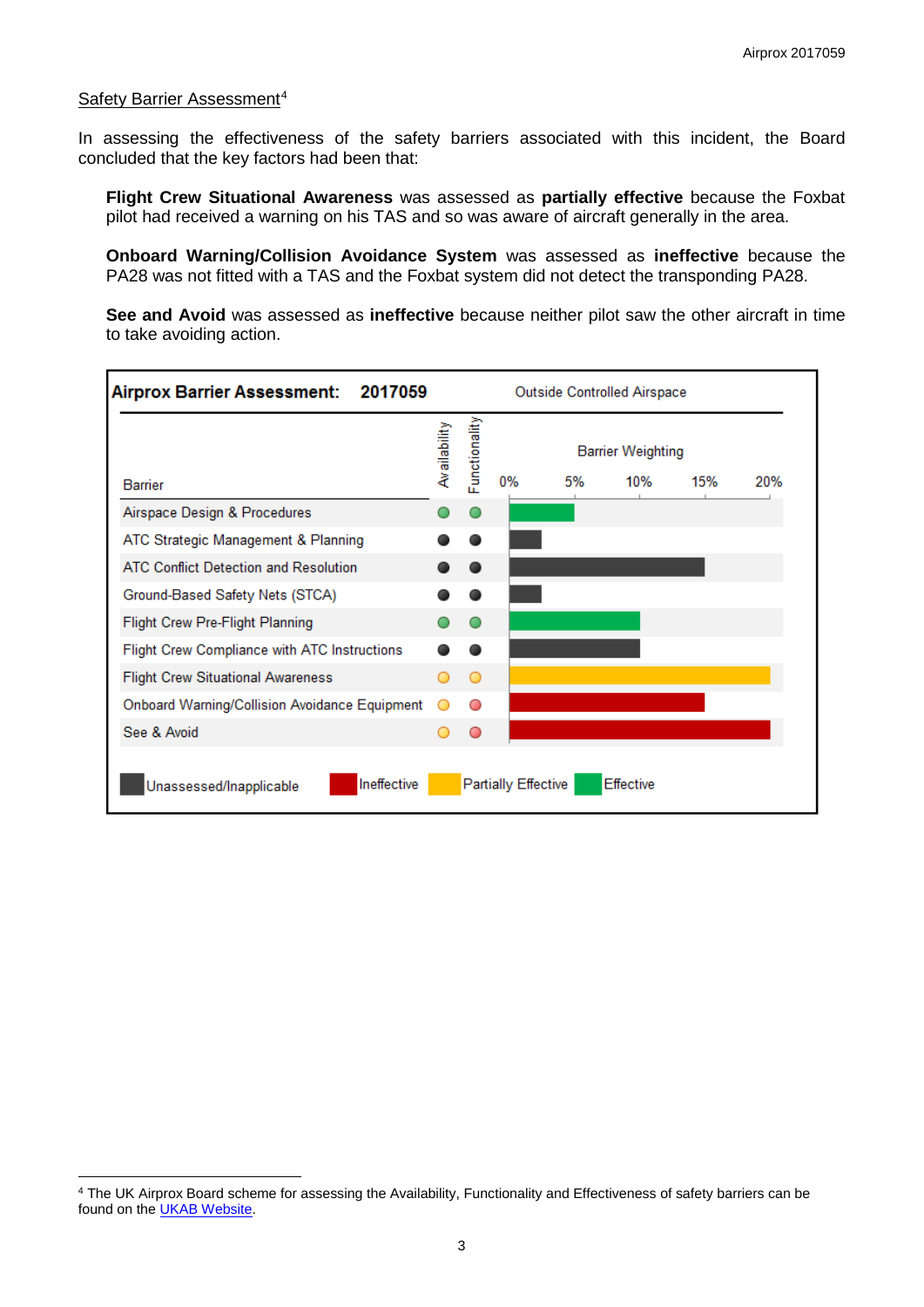Safety Barrier Assessment[4]

In assessing the effectiveness of the safety barriers associated with this incident, the Board concluded that the key factors had been that:

**Flight Crew Situational Awareness** was assessed as **partially effective** because the Foxbat pilot had received a warning on his TAS and so was aware of aircraft generally in the area.

**Onboard Warning/Collision Avoidance System** was assessed as **ineffective** because the PA28 was not fitted with a TAS and the Foxbat system did not detect the transponding PA28.

**See and Avoid** was assessed as **ineffective** because neither pilot saw the other aircraft in time to take avoiding action.

Airprox Barrier Assessment: 2017059

Outside Controlled Airspace

Barrier

Availability

Functionality

Barrier Weighting

0%
5%
10%
15%
20%

Airspace Design & Procedures

ATC Strategic Management & Planning

ATC Conflict Detection and Resolution

Ground-Based Safety Nets (STCA)

Flight Crew Pre-Flight Planning

Flight Crew Compliance with ATC Instructions

Flight Crew Situational Awareness

Onboard Warning/Collision Avoidance Equipment

See & Avoid

Unassessed/Inapplicable
Ineffective
Partially Effective
Effective

[4] The UK Airprox Board scheme for assessing the Availability, Functionality and Effectiveness of safety barriers can be found on the UKAB Website.